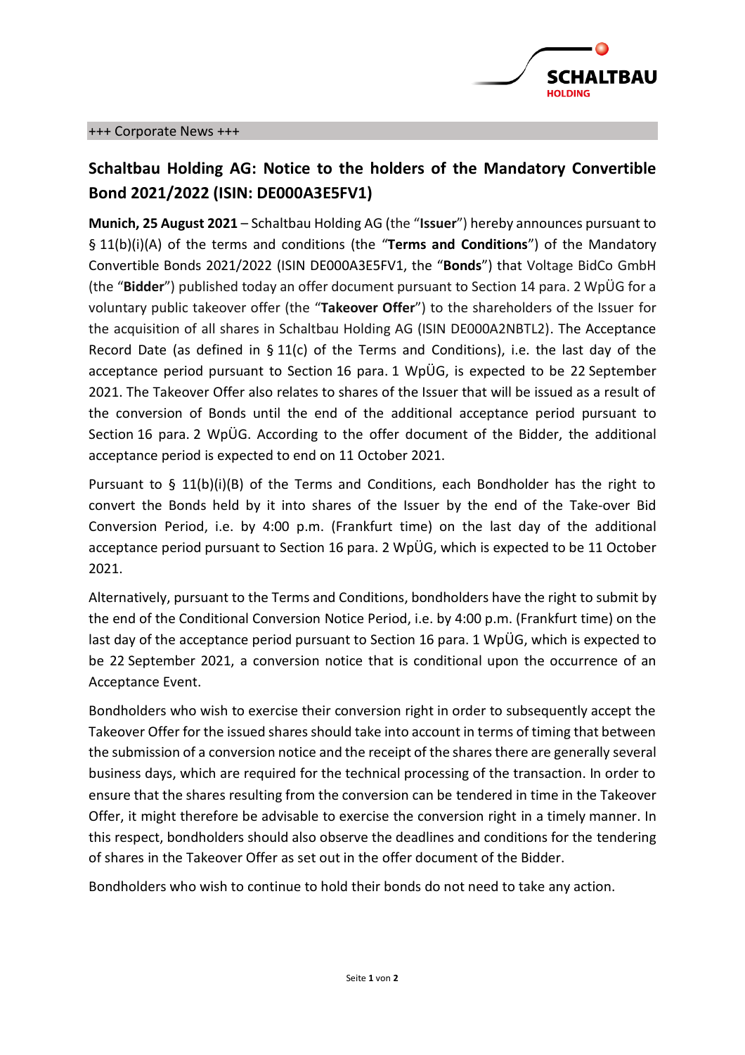+++ Corporate News +++

# Schaltbau Holding AG: Notice to the holders of the Mandatory Convertible Bond 2021/2022 (ISIN: DE000A3E5FV1)

**Munich, 25 August 2021** – Schaltbau Holding AG (the "**Issuer**") hereby announces pursuant to § 11(b)(i)(A) of the terms and conditions (the "**Terms and Conditions**") of the Mandatory Convertible Bonds 2021/2022 (ISIN DE000A3E5FV1, the "**Bonds**") that Voltage BidCo GmbH (the "**Bidder**") published today an offer document pursuant to Section 14 para. 2 WpÜG for a voluntary public takeover offer (the "**Takeover Offer**") to the shareholders of the Issuer for the acquisition of all shares in Schaltbau Holding AG (ISIN DE000A2NBTL2). The Acceptance Record Date (as defined in § 11(c) of the Terms and Conditions), i.e. the last day of the acceptance period pursuant to Section 16 para. 1 WpÜG, is expected to be 22 September 2021. The Takeover Offer also relates to shares of the Issuer that will be issued as a result of the conversion of Bonds until the end of the additional acceptance period pursuant to Section 16 para. 2 WpÜG. According to the offer document of the Bidder, the additional acceptance period is expected to end on 11 October 2021.

Pursuant to § 11(b)(i)(B) of the Terms and Conditions, each Bondholder has the right to convert the Bonds held by it into shares of the Issuer by the end of the Take-over Bid Conversion Period, i.e. by 4:00 p.m. (Frankfurt time) on the last day of the additional acceptance period pursuant to Section 16 para. 2 WpÜG, which is expected to be 11 October 2021.

Alternatively, pursuant to the Terms and Conditions, bondholders have the right to submit by the end of the Conditional Conversion Notice Period, i.e. by 4:00 p.m. (Frankfurt time) on the last day of the acceptance period pursuant to Section 16 para. 1 WpÜG, which is expected to be 22 September 2021, a conversion notice that is conditional upon the occurrence of an Acceptance Event.

Bondholders who wish to exercise their conversion right in order to subsequently accept the Takeover Offer for the issued shares should take into account in terms of timing that between the submission of a conversion notice and the receipt of the shares there are generally several business days, which are required for the technical processing of the transaction. In order to ensure that the shares resulting from the conversion can be tendered in time in the Takeover Offer, it might therefore be advisable to exercise the conversion right in a timely manner. In this respect, bondholders should also observe the deadlines and conditions for the tendering of shares in the Takeover Offer as set out in the offer document of the Bidder.

Bondholders who wish to continue to hold their bonds do not need to take any action.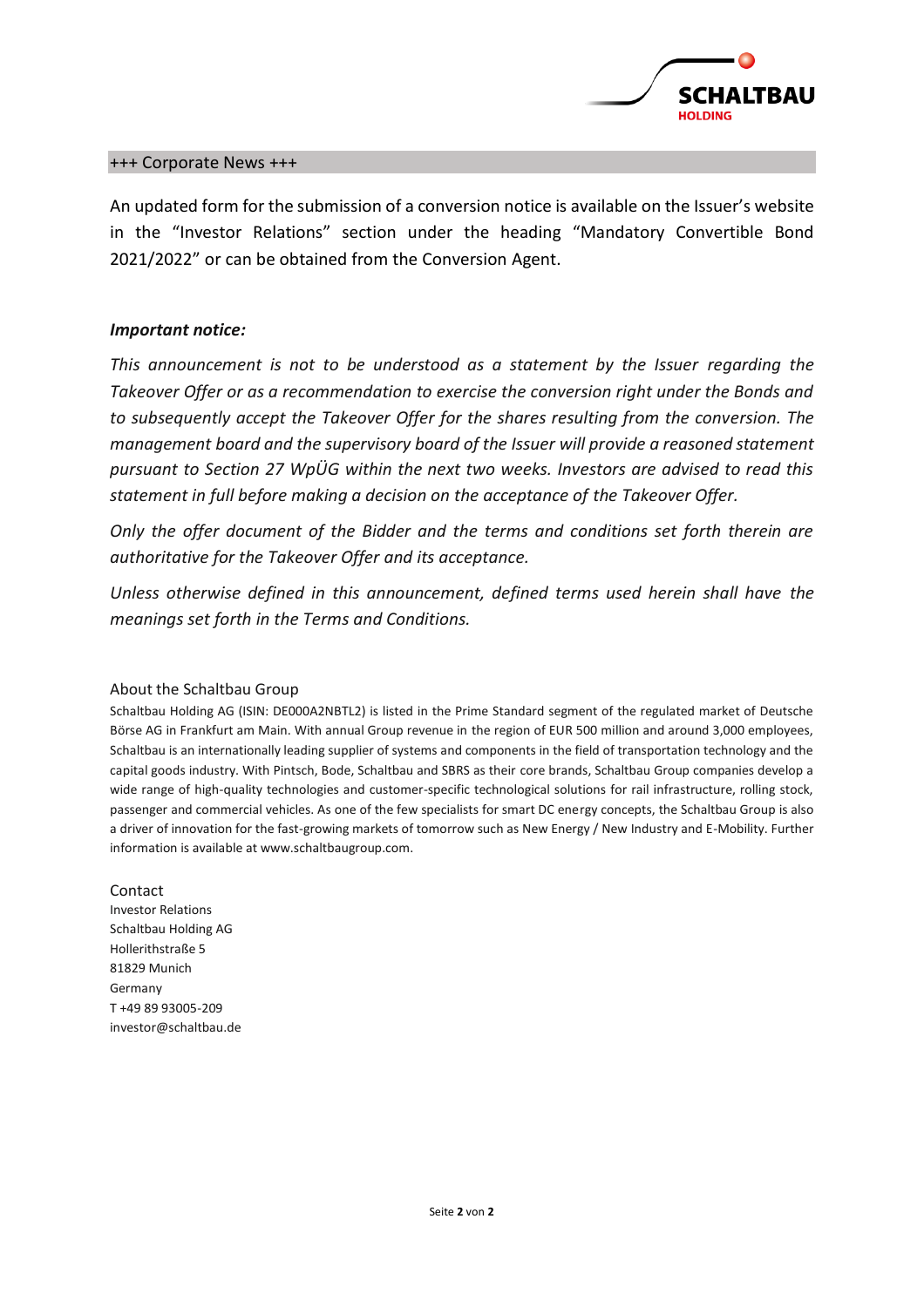+++ Corporate News +++

An updated form for the submission of a conversion notice is available on the Issuer's website in the "Investor Relations" section under the heading "Mandatory Convertible Bond 2021/2022" or can be obtained from the Conversion Agent.

***Important notice:***

*This announcement is not to be understood as a statement by the Issuer regarding the Takeover Offer or as a recommendation to exercise the conversion right under the Bonds and to subsequently accept the Takeover Offer for the shares resulting from the conversion. The management board and the supervisory board of the Issuer will provide a reasoned statement pursuant to Section 27 WpÜG within the next two weeks. Investors are advised to read this statement in full before making a decision on the acceptance of the Takeover Offer.*

*Only the offer document of the Bidder and the terms and conditions set forth therein are authoritative for the Takeover Offer and its acceptance.*

*Unless otherwise defined in this announcement, defined terms used herein shall have the meanings set forth in the Terms and Conditions.*

About the Schaltbau Group

Schaltbau Holding AG (ISIN: DE000A2NBTL2) is listed in the Prime Standard segment of the regulated market of Deutsche Börse AG in Frankfurt am Main. With annual Group revenue in the region of EUR 500 million and around 3,000 employees, Schaltbau is an internationally leading supplier of systems and components in the field of transportation technology and the capital goods industry. With Pintsch, Bode, Schaltbau and SBRS as their core brands, Schaltbau Group companies develop a wide range of high-quality technologies and customer-specific technological solutions for rail infrastructure, rolling stock, passenger and commercial vehicles. As one of the few specialists for smart DC energy concepts, the Schaltbau Group is also a driver of innovation for the fast-growing markets of tomorrow such as New Energy / New Industry and E-Mobility. Further information is available at www.schaltbaugroup.com.

Contact

Investor Relations
Schaltbau Holding AG
Hollerithstraße 5
81829 Munich
Germany
T +49 89 93005-209
investor@schaltbau.de